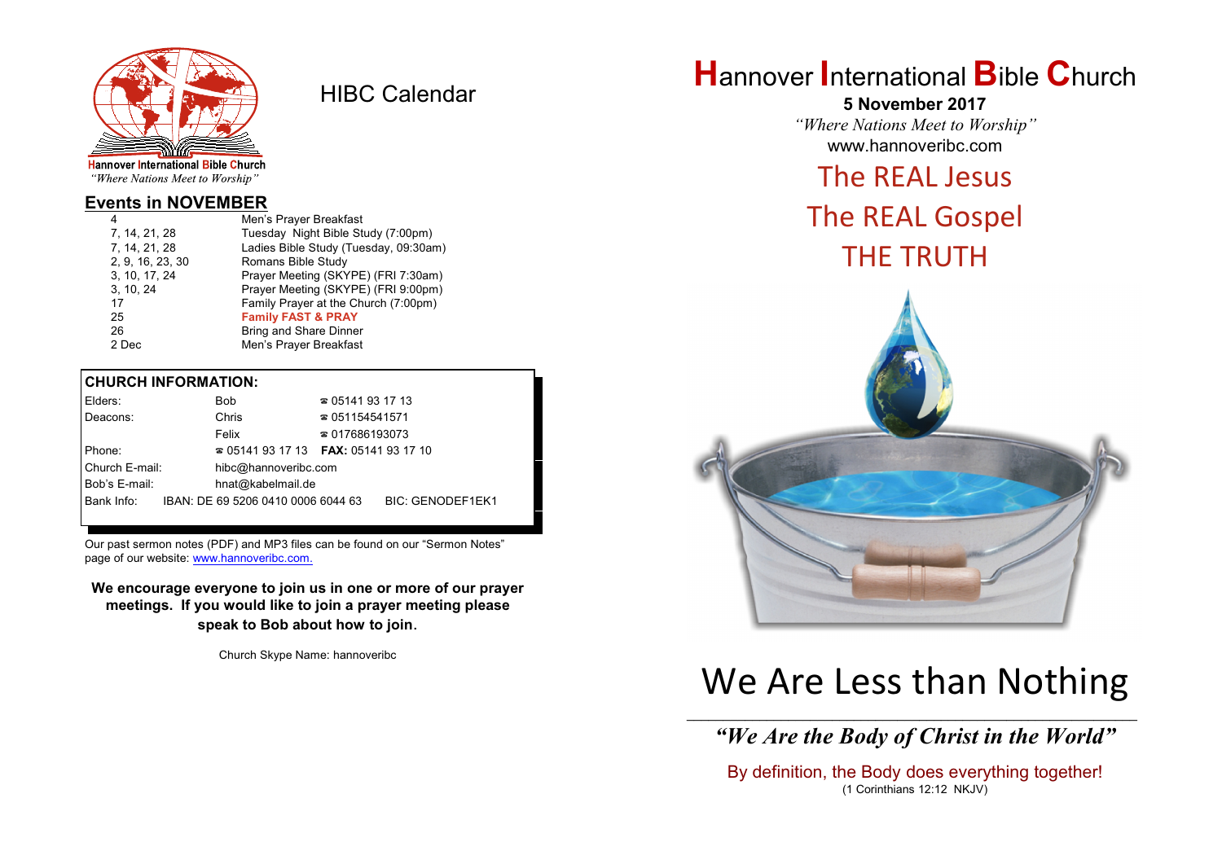Hannover International Bible Church
*"Where Nations Meet to Worship"*

# HIBC Calendar

## Events in NOVEMBER

| | |
|---|---|
| 4 | Men's Prayer Breakfast |
| 7, 14, 21, 28 | Tuesday Night Bible Study (7:00pm) |
| 7, 14, 21, 28 | Ladies Bible Study (Tuesday, 09:30am) |
| 2, 9, 16, 23, 30 | Romans Bible Study |
| 3, 10, 17, 24 | Prayer Meeting (SKYPE) (FRI 7:30am) |
| 3, 10, 24 | Prayer Meeting (SKYPE) (FRI 9:00pm) |
| 17 | Family Prayer at the Church (7:00pm) |
| 25 | **Family FAST & PRAY** |
| 26 | Bring and Share Dinner |
| 2 Dec | Men's Prayer Breakfast |

## CHURCH INFORMATION:

| | | |
|---|---|---|
| Elders: | Bob | ☎ 05141 93 17 13 |
| Deacons: | Chris | ☎ 051154541571 |
| | Felix | ☎ 017686193073 |
| Phone: | ☎ 05141 93 17 13 | **FAX:** 05141 93 17 10 |
| Church E-mail: | hibc@hannoveribc.com | |
| Bob's E-mail: | hnat@kabelmail.de | |
| Bank Info: | IBAN: DE 69 5206 0410 0006 6044 63 | BIC: GENODEF1EK1 |

Our past sermon notes (PDF) and MP3 files can be found on our "Sermon Notes" page of our website: www.hannoveribc.com.

**We encourage everyone to join us in one or more of our prayer meetings. If you would like to join a prayer meeting please speak to Bob about how to join.**

Church Skype Name: hannoveribc

# Hannover International Bible Church

**5 November 2017**

*"Where Nations Meet to Worship"*

www.hannoveribc.com

## The REAL Jesus
## The REAL Gospel
## THE TRUTH

# We Are Less than Nothing

***"We Are the Body of Christ in the World"***

By definition, the Body does everything together!
(1 Corinthians 12:12 NKJV)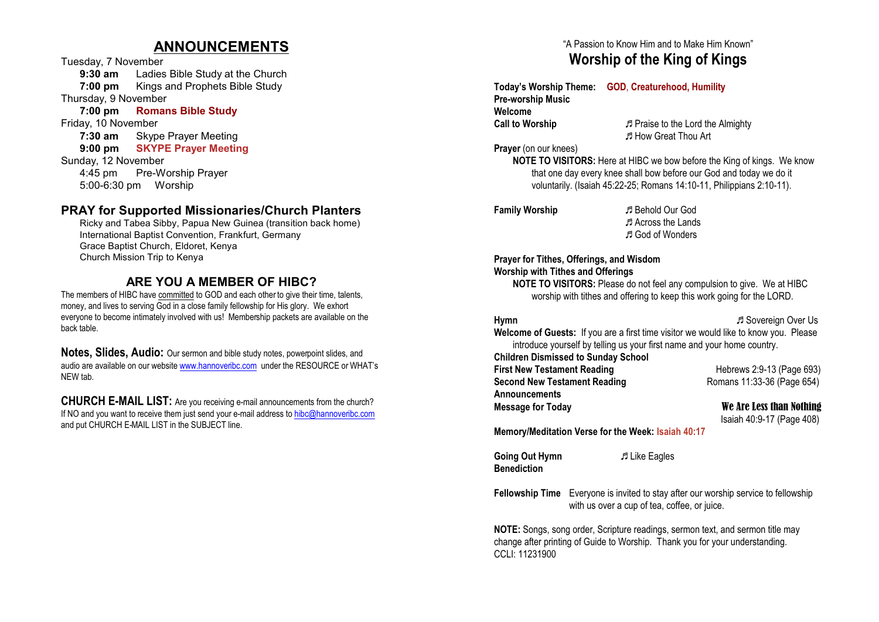## ANNOUNCEMENTS

Tuesday, 7 November

**9:30 am** Ladies Bible Study at the Church

**7:00 pm** Kings and Prophets Bible Study

Thursday, 9 November

**7:00 pm** **Romans Bible Study**

Friday, 10 November

**7:30 am** Skype Prayer Meeting

**9:00 pm** **SKYPE Prayer Meeting**

Sunday, 12 November

4:45 pm Pre-Worship Prayer

5:00-6:30 pm Worship

### PRAY for Supported Missionaries/Church Planters

Ricky and Tabea Sibby, Papua New Guinea (transition back home)
International Baptist Convention, Frankfurt, Germany
Grace Baptist Church, Eldoret, Kenya
Church Mission Trip to Kenya

### ARE YOU A MEMBER OF HIBC?

The members of HIBC have committed to GOD and each other to give their time, talents, money, and lives to serving God in a close family fellowship for His glory. We exhort everyone to become intimately involved with us! Membership packets are available on the back table.

**Notes, Slides, Audio:** Our sermon and bible study notes, powerpoint slides, and audio are available on our website www.hannoveribc.com under the RESOURCE or WHAT's NEW tab.

**CHURCH E-MAIL LIST:** Are you receiving e-mail announcements from the church? If NO and you want to receive them just send your e-mail address to hibc@hannoveribc.com and put CHURCH E-MAIL LIST in the SUBJECT line.

"A Passion to Know Him and to Make Him Known"

## Worship of the King of Kings

**Today's Worship Theme:** **GOD, Creaturehood, Humility**

**Pre-worship Music**

**Welcome**

**Call to Worship** ♬ Praise to the Lord the Almighty
♬ How Great Thou Art

**Prayer** (on our knees)

**NOTE TO VISITORS:** Here at HIBC we bow before the King of kings. We know that one day every knee shall bow before our God and today we do it voluntarily. (Isaiah 45:22-25; Romans 14:10-11, Philippians 2:10-11).

**Family Worship** ♬ Behold Our God
♬ Across the Lands
♬ God of Wonders

**Prayer for Tithes, Offerings, and Wisdom**

**Worship with Tithes and Offerings**

**NOTE TO VISITORS:** Please do not feel any compulsion to give. We at HIBC worship with tithes and offering to keep this work going for the LORD.

**Hymn** ♬ Sovereign Over Us

**Welcome of Guests:** If you are a first time visitor we would like to know you. Please introduce yourself by telling us your first name and your home country.

**Children Dismissed to Sunday School**

**First New Testament Reading** Hebrews 2:9-13 (Page 693)

**Second New Testament Reading** Romans 11:33-36 (Page 654)

**Announcements**

**Message for Today** **We Are Less than Nothing**
Isaiah 40:9-17 (Page 408)

**Memory/Meditation Verse for the Week:** **Isaiah 40:17**

**Going Out Hymn** ♬ Like Eagles

**Benediction**

**Fellowship Time** Everyone is invited to stay after our worship service to fellowship with us over a cup of tea, coffee, or juice.

**NOTE:** Songs, song order, Scripture readings, sermon text, and sermon title may change after printing of Guide to Worship. Thank you for your understanding.
CCLI: 11231900